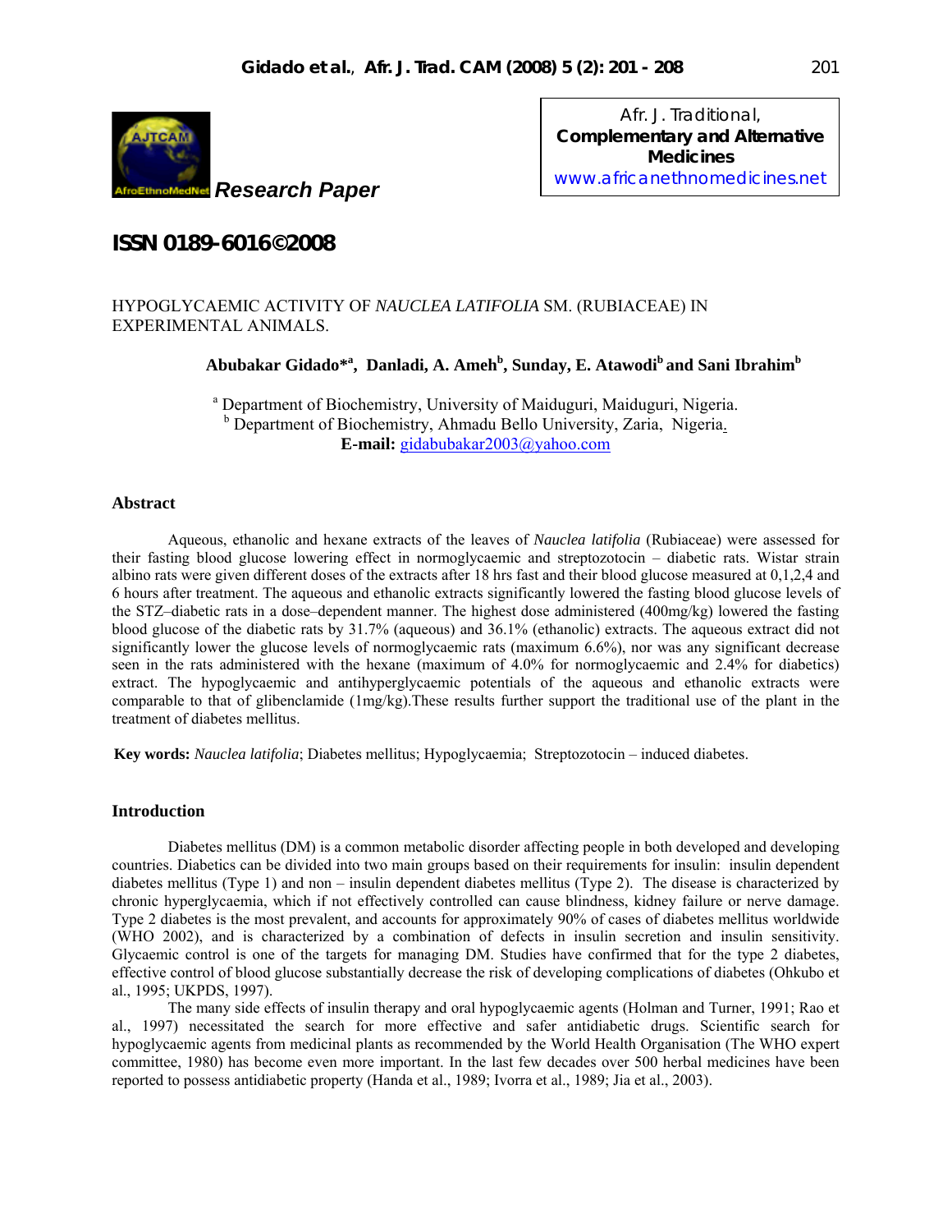**Research Paper**

**ISSN 0189-6016©2008**

# HYPOGLYCAEMIC ACTIVITY OF *NAUCLEA LATIFOLIA* SM. (RUBIACEAE) IN EXPERIMENTAL ANIMALS.

**Abubakar Gidado\*[a], Danladi, A. Ameh[b], Sunday, E. Atawodi[b] and Sani Ibrahim[b]**

[a] Department of Biochemistry, University of Maiduguri, Maiduguri, Nigeria.
[b] Department of Biochemistry, Ahmadu Bello University, Zaria, Nigeria.
**E-mail:** gidabubakar2003@yahoo.com

## Abstract

Aqueous, ethanolic and hexane extracts of the leaves of *Nauclea latifolia* (Rubiaceae) were assessed for their fasting blood glucose lowering effect in normoglycaemic and streptozotocin – diabetic rats. Wistar strain albino rats were given different doses of the extracts after 18 hrs fast and their blood glucose measured at 0,1,2,4 and 6 hours after treatment. The aqueous and ethanolic extracts significantly lowered the fasting blood glucose levels of the STZ–diabetic rats in a dose–dependent manner. The highest dose administered (400mg/kg) lowered the fasting blood glucose of the diabetic rats by 31.7% (aqueous) and 36.1% (ethanolic) extracts. The aqueous extract did not significantly lower the glucose levels of normoglycaemic rats (maximum 6.6%), nor was any significant decrease seen in the rats administered with the hexane (maximum of 4.0% for normoglycaemic and 2.4% for diabetics) extract. The hypoglycaemic and antihyperglycaemic potentials of the aqueous and ethanolic extracts were comparable to that of glibenclamide (1mg/kg).These results further support the traditional use of the plant in the treatment of diabetes mellitus.

**Key words:** *Nauclea latifolia*; Diabetes mellitus; Hypoglycaemia; Streptozotocin – induced diabetes.

## Introduction

Diabetes mellitus (DM) is a common metabolic disorder affecting people in both developed and developing countries. Diabetics can be divided into two main groups based on their requirements for insulin: insulin dependent diabetes mellitus (Type 1) and non – insulin dependent diabetes mellitus (Type 2). The disease is characterized by chronic hyperglycaemia, which if not effectively controlled can cause blindness, kidney failure or nerve damage. Type 2 diabetes is the most prevalent, and accounts for approximately 90% of cases of diabetes mellitus worldwide (WHO 2002), and is characterized by a combination of defects in insulin secretion and insulin sensitivity. Glycaemic control is one of the targets for managing DM. Studies have confirmed that for the type 2 diabetes, effective control of blood glucose substantially decrease the risk of developing complications of diabetes (Ohkubo et al., 1995; UKPDS, 1997).

The many side effects of insulin therapy and oral hypoglycaemic agents (Holman and Turner, 1991; Rao et al., 1997) necessitated the search for more effective and safer antidiabetic drugs. Scientific search for hypoglycaemic agents from medicinal plants as recommended by the World Health Organisation (The WHO expert committee, 1980) has become even more important. In the last few decades over 500 herbal medicines have been reported to possess antidiabetic property (Handa et al., 1989; Ivorra et al., 1989; Jia et al., 2003).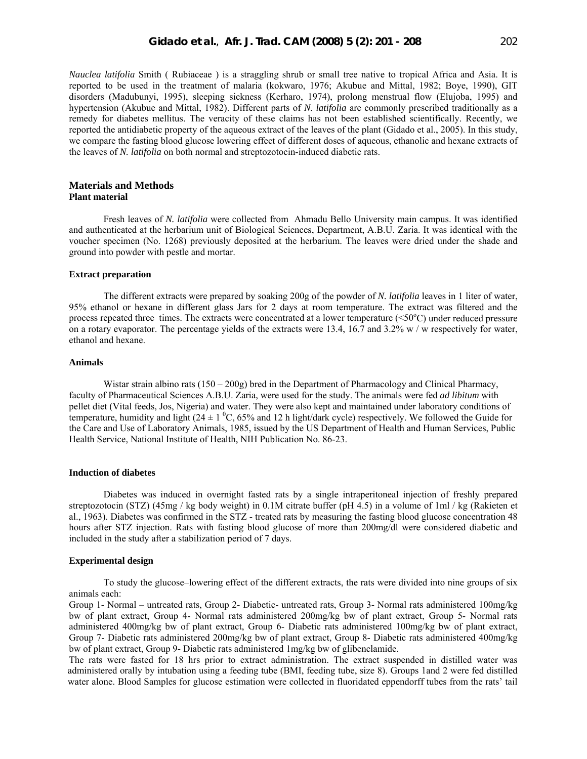*Nauclea latifolia* Smith ( Rubiaceae ) is a straggling shrub or small tree native to tropical Africa and Asia. It is reported to be used in the treatment of malaria (kokwaro, 1976; Akubue and Mittal, 1982; Boye, 1990), GIT disorders (Madubunyi, 1995), sleeping sickness (Kerharo, 1974), prolong menstrual flow (Elujoba, 1995) and hypertension (Akubue and Mittal, 1982). Different parts of *N. latifolia* are commonly prescribed traditionally as a remedy for diabetes mellitus. The veracity of these claims has not been established scientifically. Recently, we reported the antidiabetic property of the aqueous extract of the leaves of the plant (Gidado et al., 2005). In this study, we compare the fasting blood glucose lowering effect of different doses of aqueous, ethanolic and hexane extracts of the leaves of *N. latifolia* on both normal and streptozotocin-induced diabetic rats.

## Materials and Methods

### Plant material

Fresh leaves of *N. latifolia* were collected from Ahmadu Bello University main campus. It was identified and authenticated at the herbarium unit of Biological Sciences, Department, A.B.U. Zaria. It was identical with the voucher specimen (No. 1268) previously deposited at the herbarium. The leaves were dried under the shade and ground into powder with pestle and mortar.

### Extract preparation

The different extracts were prepared by soaking 200g of the powder of *N. latifolia* leaves in 1 liter of water, 95% ethanol or hexane in different glass Jars for 2 days at room temperature. The extract was filtered and the process repeated three times. The extracts were concentrated at a lower temperature (<50°C) under reduced pressure on a rotary evaporator. The percentage yields of the extracts were 13.4, 16.7 and 3.2% w / w respectively for water, ethanol and hexane.

### Animals

Wistar strain albino rats (150 – 200g) bred in the Department of Pharmacology and Clinical Pharmacy, faculty of Pharmaceutical Sciences A.B.U. Zaria, were used for the study. The animals were fed *ad libitum* with pellet diet (Vital feeds, Jos, Nigeria) and water. They were also kept and maintained under laboratory conditions of temperature, humidity and light ($24 \pm 1\ ^{0}$C, 65% and 12 h light/dark cycle) respectively. We followed the Guide for the Care and Use of Laboratory Animals, 1985, issued by the US Department of Health and Human Services, Public Health Service, National Institute of Health, NIH Publication No. 86-23.

### Induction of diabetes

Diabetes was induced in overnight fasted rats by a single intraperitoneal injection of freshly prepared streptozotocin (STZ) (45mg / kg body weight) in 0.1M citrate buffer (pH 4.5) in a volume of 1ml / kg (Rakieten et al., 1963). Diabetes was confirmed in the STZ - treated rats by measuring the fasting blood glucose concentration 48 hours after STZ injection. Rats with fasting blood glucose of more than 200mg/dl were considered diabetic and included in the study after a stabilization period of 7 days.

### Experimental design

To study the glucose–lowering effect of the different extracts, the rats were divided into nine groups of six animals each:

Group 1- Normal – untreated rats, Group 2- Diabetic- untreated rats, Group 3- Normal rats administered 100mg/kg bw of plant extract, Group 4- Normal rats administered 200mg/kg bw of plant extract, Group 5- Normal rats administered 400mg/kg bw of plant extract, Group 6- Diabetic rats administered 100mg/kg bw of plant extract, Group 7- Diabetic rats administered 200mg/kg bw of plant extract, Group 8- Diabetic rats administered 400mg/kg bw of plant extract, Group 9- Diabetic rats administered 1mg/kg bw of glibenclamide.

The rats were fasted for 18 hrs prior to extract administration. The extract suspended in distilled water was administered orally by intubation using a feeding tube (BMI, feeding tube, size 8). Groups 1and 2 were fed distilled water alone. Blood Samples for glucose estimation were collected in fluoridated eppendorff tubes from the rats' tail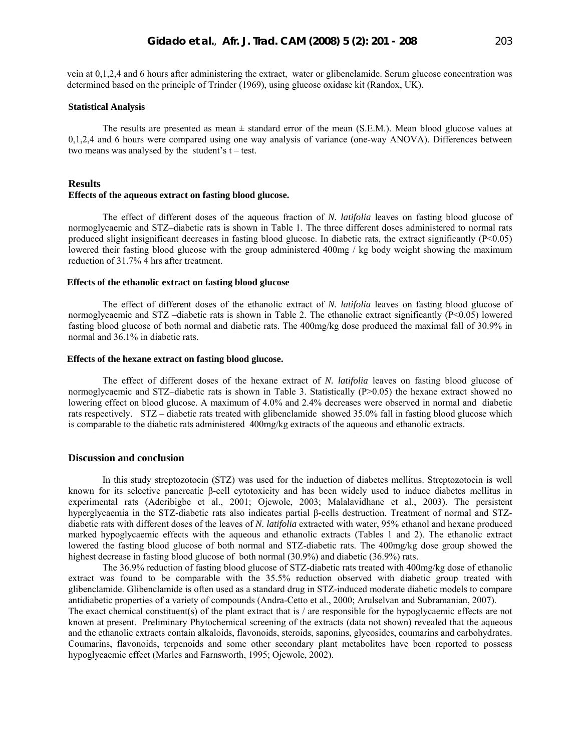vein at 0,1,2,4 and 6 hours after administering the extract, water or glibenclamide. Serum glucose concentration was determined based on the principle of Trinder (1969), using glucose oxidase kit (Randox, UK).

### Statistical Analysis

The results are presented as mean ± standard error of the mean (S.E.M.). Mean blood glucose values at 0,1,2,4 and 6 hours were compared using one way analysis of variance (one-way ANOVA). Differences between two means was analysed by the student's t – test.

## Results

### Effects of the aqueous extract on fasting blood glucose.

The effect of different doses of the aqueous fraction of *N. latifolia* leaves on fasting blood glucose of normoglycaemic and STZ–diabetic rats is shown in Table 1. The three different doses administered to normal rats produced slight insignificant decreases in fasting blood glucose. In diabetic rats, the extract significantly ($P<0.05$) lowered their fasting blood glucose with the group administered 400mg / kg body weight showing the maximum reduction of 31.7% 4 hrs after treatment.

### Effects of the ethanolic extract on fasting blood glucose

The effect of different doses of the ethanolic extract of *N. latifolia* leaves on fasting blood glucose of normoglycaemic and STZ –diabetic rats is shown in Table 2. The ethanolic extract significantly ($P<0.05$) lowered fasting blood glucose of both normal and diabetic rats. The 400mg/kg dose produced the maximal fall of 30.9% in normal and 36.1% in diabetic rats.

### Effects of the hexane extract on fasting blood glucose.

The effect of different doses of the hexane extract of *N. latifolia* leaves on fasting blood glucose of normoglycaemic and STZ–diabetic rats is shown in Table 3. Statistically ($P>0.05$) the hexane extract showed no lowering effect on blood glucose. A maximum of 4.0% and 2.4% decreases were observed in normal and diabetic rats respectively. STZ – diabetic rats treated with glibenclamide showed 35.0% fall in fasting blood glucose which is comparable to the diabetic rats administered 400mg/kg extracts of the aqueous and ethanolic extracts.

## Discussion and conclusion

In this study streptozotocin (STZ) was used for the induction of diabetes mellitus. Streptozotocin is well known for its selective pancreatic β-cell cytotoxicity and has been widely used to induce diabetes mellitus in experimental rats (Aderibigbe et al., 2001; Ojewole, 2003; Malalavidhane et al., 2003). The persistent hyperglycaemia in the STZ-diabetic rats also indicates partial β-cells destruction. Treatment of normal and STZ-diabetic rats with different doses of the leaves of *N. latifolia* extracted with water, 95% ethanol and hexane produced marked hypoglycaemic effects with the aqueous and ethanolic extracts (Tables 1 and 2). The ethanolic extract lowered the fasting blood glucose of both normal and STZ-diabetic rats. The 400mg/kg dose group showed the highest decrease in fasting blood glucose of both normal (30.9%) and diabetic (36.9%) rats.

The 36.9% reduction of fasting blood glucose of STZ-diabetic rats treated with 400mg/kg dose of ethanolic extract was found to be comparable with the 35.5% reduction observed with diabetic group treated with glibenclamide. Glibenclamide is often used as a standard drug in STZ-induced moderate diabetic models to compare antidiabetic properties of a variety of compounds (Andra-Cetto et al., 2000; Arulselvan and Subramanian, 2007).

The exact chemical constituent(s) of the plant extract that is / are responsible for the hypoglycaemic effects are not known at present. Preliminary Phytochemical screening of the extracts (data not shown) revealed that the aqueous and the ethanolic extracts contain alkaloids, flavonoids, steroids, saponins, glycosides, coumarins and carbohydrates. Coumarins, flavonoids, terpenoids and some other secondary plant metabolites have been reported to possess hypoglycaemic effect (Marles and Farnsworth, 1995; Ojewole, 2002).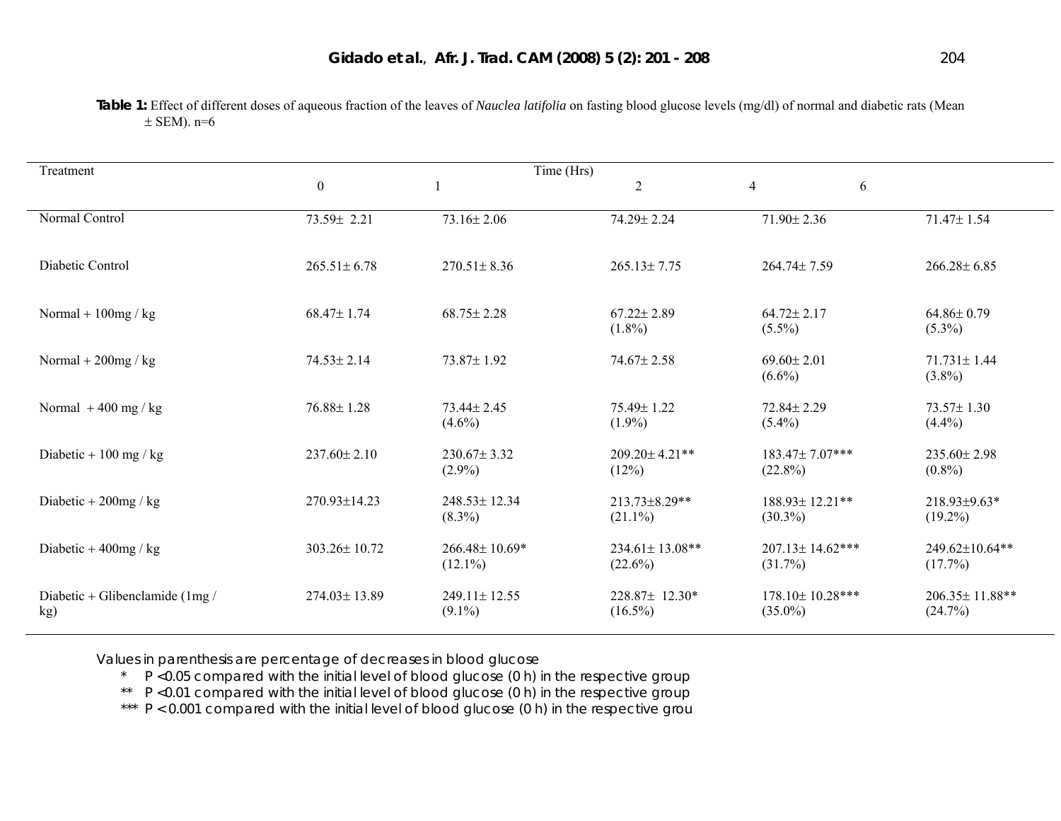**Table 1:** Effect of different doses of aqueous fraction of the leaves of *Nauclea latifolia* on fasting blood glucose levels (mg/dl) of normal and diabetic rats (Mean ± SEM). n=6

| Treatment | Time (Hrs) | | | | |
|---|---|---|---|---|---|
| | 0 | 1 | 2 | 4 | 6 |
| Normal Control | 73.59± 2.21 | 73.16± 2.06 | 74.29± 2.24 | 71.90± 2.36 | 71.47± 1.54 |
| Diabetic Control | 265.51± 6.78 | 270.51± 8.36 | 265.13± 7.75 | 264.74± 7.59 | 266.28± 6.85 |
| Normal + 100mg / kg | 68.47± 1.74 | 68.75± 2.28 | 67.22± 2.89 (1.8%) | 64.72± 2.17 (5.5%) | 64.86± 0.79 (5.3%) |
| Normal + 200mg / kg | 74.53± 2.14 | 73.87± 1.92 | 74.67± 2.58 | 69.60± 2.01 (6.6%) | 71.731± 1.44 (3.8%) |
| Normal + 400 mg / kg | 76.88± 1.28 | 73.44± 2.45 (4.6%) | 75.49± 1.22 (1.9%) | 72.84± 2.29 (5.4%) | 73.57± 1.30 (4.4%) |
| Diabetic + 100 mg / kg | 237.60± 2.10 | 230.67± 3.32 (2.9%) | 209.20± 4.21** (12%) | 183.47± 7.07*** (22.8%) | 235.60± 2.98 (0.8%) |
| Diabetic + 200mg / kg | 270.93±14.23 | 248.53± 12.34 (8.3%) | 213.73±8.29** (21.1%) | 188.93± 12.21** (30.3%) | 218.93±9.63* (19.2%) |
| Diabetic + 400mg / kg | 303.26± 10.72 | 266.48± 10.69* (12.1%) | 234.61± 13.08** (22.6%) | 207.13± 14.62*** (31.7%) | 249.62±10.64** (17.7%) |
| Diabetic + Glibenclamide (1mg / kg) | 274.03± 13.89 | 249.11± 12.55 (9.1%) | 228.87± 12.30* (16.5%) | 178.10± 10.28*** (35.0%) | 206.35± 11.88** (24.7%) |

Values in parenthesis are percentage of decreases in blood glucose

- \* $P < 0.05$ compared with the initial level of blood glucose (0 h) in the respective group
- \** $P < 0.01$ compared with the initial level of blood glucose (0 h) in the respective group
- \*** $P < 0.001$ compared with the initial level of blood glucose (0 h) in the respective grou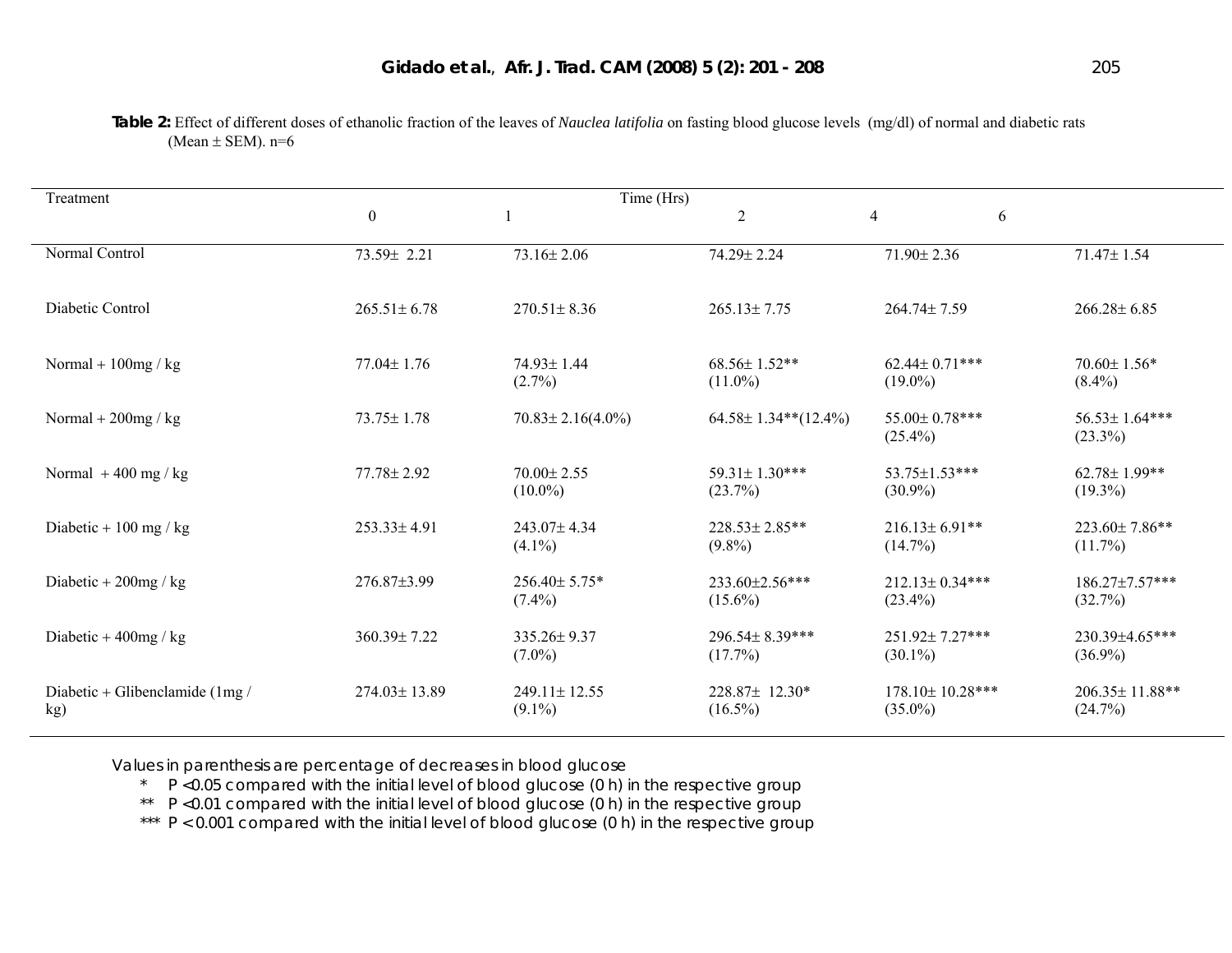**Table 2:** Effect of different doses of ethanolic fraction of the leaves of *Nauclea latifolia* on fasting blood glucose levels (mg/dl) of normal and diabetic rats (Mean ± SEM). n=6

| Treatment | Time (Hrs) | | | | |
|---|---|---|---|---|---|
| | 0 | 1 | 2 | 4 | 6 |
| Normal Control | 73.59± 2.21 | 73.16± 2.06 | 74.29± 2.24 | 71.90± 2.36 | 71.47± 1.54 |
| Diabetic Control | 265.51± 6.78 | 270.51± 8.36 | 265.13± 7.75 | 264.74± 7.59 | 266.28± 6.85 |
| Normal + 100mg / kg | 77.04± 1.76 | 74.93± 1.44 (2.7%) | 68.56± 1.52** (11.0%) | 62.44± 0.71*** (19.0%) | 70.60± 1.56* (8.4%) |
| Normal + 200mg / kg | 73.75± 1.78 | 70.83± 2.16(4.0%) | 64.58± 1.34**(12.4%) | 55.00± 0.78*** (25.4%) | 56.53± 1.64*** (23.3%) |
| Normal + 400 mg / kg | 77.78± 2.92 | 70.00± 2.55 (10.0%) | 59.31± 1.30*** (23.7%) | 53.75±1.53*** (30.9%) | 62.78± 1.99** (19.3%) |
| Diabetic + 100 mg / kg | 253.33± 4.91 | 243.07± 4.34 (4.1%) | 228.53± 2.85** (9.8%) | 216.13± 6.91** (14.7%) | 223.60± 7.86** (11.7%) |
| Diabetic + 200mg / kg | 276.87±3.99 | 256.40± 5.75* (7.4%) | 233.60±2.56*** (15.6%) | 212.13± 0.34*** (23.4%) | 186.27±7.57*** (32.7%) |
| Diabetic + 400mg / kg | 360.39± 7.22 | 335.26± 9.37 (7.0%) | 296.54± 8.39*** (17.7%) | 251.92± 7.27*** (30.1%) | 230.39±4.65*** (36.9%) |
| Diabetic + Glibenclamide (1mg / kg) | 274.03± 13.89 | 249.11± 12.55 (9.1%) | 228.87± 12.30* (16.5%) | 178.10± 10.28*** (35.0%) | 206.35± 11.88** (24.7%) |

Values in parenthesis are percentage of decreases in blood glucose

\* $P < 0.05$ compared with the initial level of blood glucose (0 h) in the respective group

\*\* $P < 0.01$ compared with the initial level of blood glucose (0 h) in the respective group

\*\*\* $P < 0.001$ compared with the initial level of blood glucose (0 h) in the respective group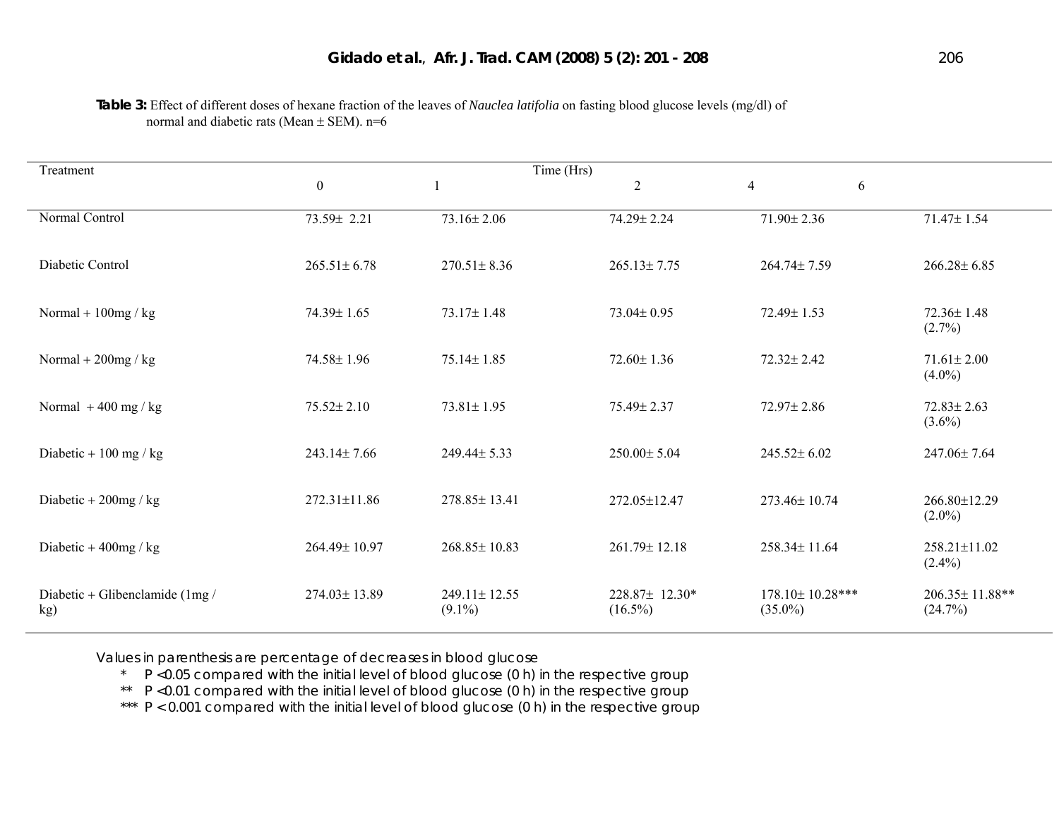**Table 3:** Effect of different doses of hexane fraction of the leaves of *Nauclea latifolia* on fasting blood glucose levels (mg/dl) of normal and diabetic rats (Mean ± SEM). n=6

| Treatment | Time (Hrs) | | | | |
|---|---|---|---|---|---|
| | 0 | 1 | 2 | 4 | 6 |
| Normal Control | 73.59± 2.21 | 73.16± 2.06 | 74.29± 2.24 | 71.90± 2.36 | 71.47± 1.54 |
| Diabetic Control | 265.51± 6.78 | 270.51± 8.36 | 265.13± 7.75 | 264.74± 7.59 | 266.28± 6.85 |
| Normal + 100mg / kg | 74.39± 1.65 | 73.17± 1.48 | 73.04± 0.95 | 72.49± 1.53 | 72.36± 1.48 (2.7%) |
| Normal + 200mg / kg | 74.58± 1.96 | 75.14± 1.85 | 72.60± 1.36 | 72.32± 2.42 | 71.61± 2.00 (4.0%) |
| Normal + 400 mg / kg | 75.52± 2.10 | 73.81± 1.95 | 75.49± 2.37 | 72.97± 2.86 | 72.83± 2.63 (3.6%) |
| Diabetic + 100 mg / kg | 243.14± 7.66 | 249.44± 5.33 | 250.00± 5.04 | 245.52± 6.02 | 247.06± 7.64 |
| Diabetic + 200mg / kg | 272.31±11.86 | 278.85± 13.41 | 272.05±12.47 | 273.46± 10.74 | 266.80±12.29 (2.0%) |
| Diabetic + 400mg / kg | 264.49± 10.97 | 268.85± 10.83 | 261.79± 12.18 | 258.34± 11.64 | 258.21±11.02 (2.4%) |
| Diabetic + Glibenclamide (1mg / kg) | 274.03± 13.89 | 249.11± 12.55 (9.1%) | 228.87± 12.30* (16.5%) | 178.10± 10.28*** (35.0%) | 206.35± 11.88** (24.7%) |

Values in parenthesis are percentage of decreases in blood glucose

\* P <0.05 compared with the initial level of blood glucose (0 h) in the respective group

** P <0.01 compared with the initial level of blood glucose (0 h) in the respective group

*** P < 0.001 compared with the initial level of blood glucose (0 h) in the respective group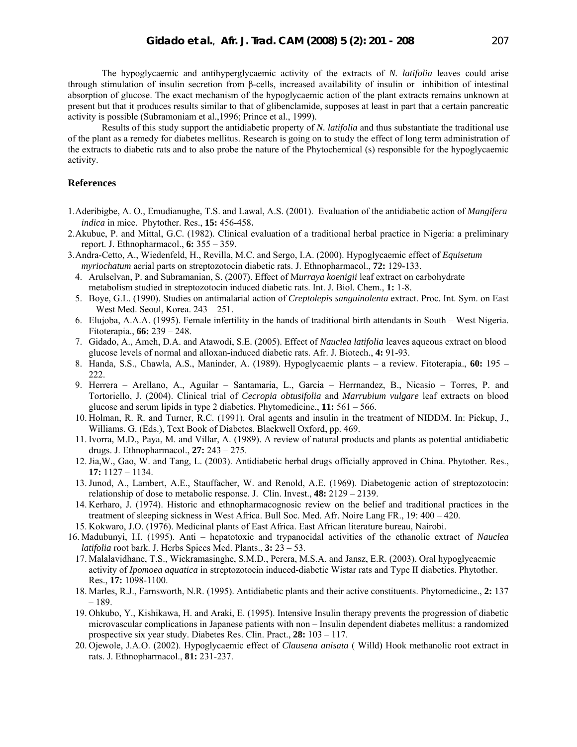The hypoglycaemic and antihyperglycaemic activity of the extracts of *N. latifolia* leaves could arise through stimulation of insulin secretion from β-cells, increased availability of insulin or inhibition of intestinal absorption of glucose. The exact mechanism of the hypoglycaemic action of the plant extracts remains unknown at present but that it produces results similar to that of glibenclamide, supposes at least in part that a certain pancreatic activity is possible (Subramoniam et al.,1996; Prince et al., 1999).

Results of this study support the antidiabetic property of *N. latifolia* and thus substantiate the traditional use of the plant as a remedy for diabetes mellitus. Research is going on to study the effect of long term administration of the extracts to diabetic rats and to also probe the nature of the Phytochemical (s) responsible for the hypoglycaemic activity.

## References

1. Aderibigbe, A. O., Emudianughe, T.S. and Lawal, A.S. (2001). Evaluation of the antidiabetic action of *Mangifera indica* in mice. Phytother. Res., **15:** 456-458.
2. Akubue, P. and Mittal, G.C. (1982). Clinical evaluation of a traditional herbal practice in Nigeria: a preliminary report. J. Ethnopharmacol., **6:** 355 – 359.
3. Andra-Cetto, A., Wiedenfeld, H., Revilla, M.C. and Sergo, I.A. (2000). Hypoglycaemic effect of *Equisetum myriochatum* aerial parts on streptozotocin diabetic rats. J. Ethnopharmacol., **72:** 129-133.
4. Arulselvan, P. and Subramanian, S. (2007). Effect of M*urraya koenigii* leaf extract on carbohydrate metabolism studied in streptozotocin induced diabetic rats. Int. J. Biol. Chem., **1:** 1-8.
5. Boye, G.L. (1990). Studies on antimalarial action of *Creptolepis sanguinolenta* extract. Proc. Int. Sym. on East – West Med. Seoul, Korea. 243 – 251.
6. Elujoba, A.A.A. (1995). Female infertility in the hands of traditional birth attendants in South – West Nigeria. Fitoterapia., **66:** 239 – 248.
7. Gidado, A., Ameh, D.A. and Atawodi, S.E. (2005). Effect of *Nauclea latifolia* leaves aqueous extract on blood glucose levels of normal and alloxan-induced diabetic rats. Afr. J. Biotech., **4:** 91-93.
8. Handa, S.S., Chawla, A.S., Maninder, A. (1989). Hypoglycaemic plants – a review. Fitoterapia., **60:** 195 – 222.
9. Herrera – Arellano, A., Aguilar – Santamaria, L., Garcia – Herrnandez, B., Nicasio – Torres, P. and Tortoriello, J. (2004). Clinical trial of *Cecropia obtusifolia* and *Marrubium vulgare* leaf extracts on blood glucose and serum lipids in type 2 diabetics. Phytomedicine., **11:** 561 – 566.
10. Holman, R. R. and Turner, R.C. (1991). Oral agents and insulin in the treatment of NIDDM. In: Pickup, J., Williams. G. (Eds.), Text Book of Diabetes. Blackwell Oxford, pp. 469.
11. Ivorra, M.D., Paya, M. and Villar, A. (1989). A review of natural products and plants as potential antidiabetic drugs. J. Ethnopharmacol., **27:** 243 – 275.
12. Jia,W., Gao, W. and Tang, L. (2003). Antidiabetic herbal drugs officially approved in China. Phytother. Res., **17:** 1127 – 1134.
13. Junod, A., Lambert, A.E., Stauffacher, W. and Renold, A.E. (1969). Diabetogenic action of streptozotocin: relationship of dose to metabolic response. J. Clin. Invest., **48:** 2129 – 2139.
14. Kerharo, J. (1974). Historic and ethnopharmacognosic review on the belief and traditional practices in the treatment of sleeping sickness in West Africa. Bull Soc. Med. Afr. Noire Lang FR., 19: 400 – 420.
15. Kokwaro, J.O. (1976). Medicinal plants of East Africa. East African literature bureau, Nairobi.
16. Madubunyi, I.I. (1995). Anti – hepatotoxic and trypanocidal activities of the ethanolic extract of *Nauclea latifolia* root bark. J. Herbs Spices Med. Plants., **3:** 23 – 53.
17. Malalavidhane, T.S., Wickramasinghe, S.M.D., Perera, M.S.A. and Jansz, E.R. (2003). Oral hypoglycaemic activity of *Ipomoea aquatica* in streptozotocin induced-diabetic Wistar rats and Type II diabetics. Phytother. Res., **17:** 1098-1100.
18. Marles, R.J., Farnsworth, N.R. (1995). Antidiabetic plants and their active constituents. Phytomedicine., **2:** 137 – 189.
19. Ohkubo, Y., Kishikawa, H. and Araki, E. (1995). Intensive Insulin therapy prevents the progression of diabetic microvascular complications in Japanese patients with non – Insulin dependent diabetes mellitus: a randomized prospective six year study. Diabetes Res. Clin. Pract., **28:** 103 – 117.
20. Ojewole, J.A.O. (2002). Hypoglycaemic effect of *Clausena anisata* ( Willd) Hook methanolic root extract in rats. J. Ethnopharmacol., **81:** 231-237.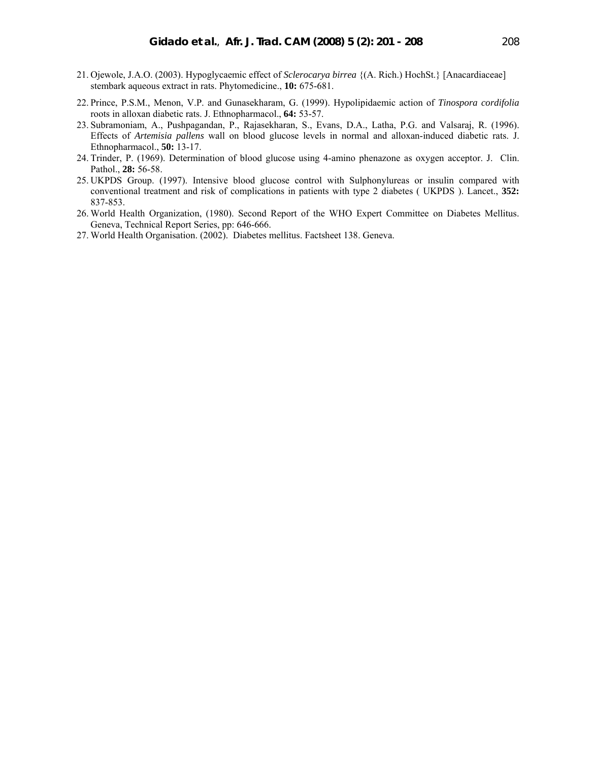21. Ojewole, J.A.O. (2003). Hypoglycaemic effect of *Sclerocarya birrea* {(A. Rich.) HochSt.} [Anacardiaceae] stembark aqueous extract in rats. Phytomedicine., **10:** 675-681.
22. Prince, P.S.M., Menon, V.P. and Gunasekharam, G. (1999). Hypolipidaemic action of *Tinospora cordifolia* roots in alloxan diabetic rats. J. Ethnopharmacol., **64:** 53-57.
23. Subramoniam, A., Pushpagandan, P., Rajasekharan, S., Evans, D.A., Latha, P.G. and Valsaraj, R. (1996). Effects of *Artemisia pallens* wall on blood glucose levels in normal and alloxan-induced diabetic rats. J. Ethnopharmacol., **50:** 13-17.
24. Trinder, P. (1969). Determination of blood glucose using 4-amino phenazone as oxygen acceptor. J. Clin. Pathol., **28:** 56-58.
25. UKPDS Group. (1997). Intensive blood glucose control with Sulphonylureas or insulin compared with conventional treatment and risk of complications in patients with type 2 diabetes ( UKPDS ). Lancet., **352:** 837-853.
26. World Health Organization, (1980). Second Report of the WHO Expert Committee on Diabetes Mellitus. Geneva, Technical Report Series, pp: 646-666.
27. World Health Organisation. (2002). Diabetes mellitus. Factsheet 138. Geneva.